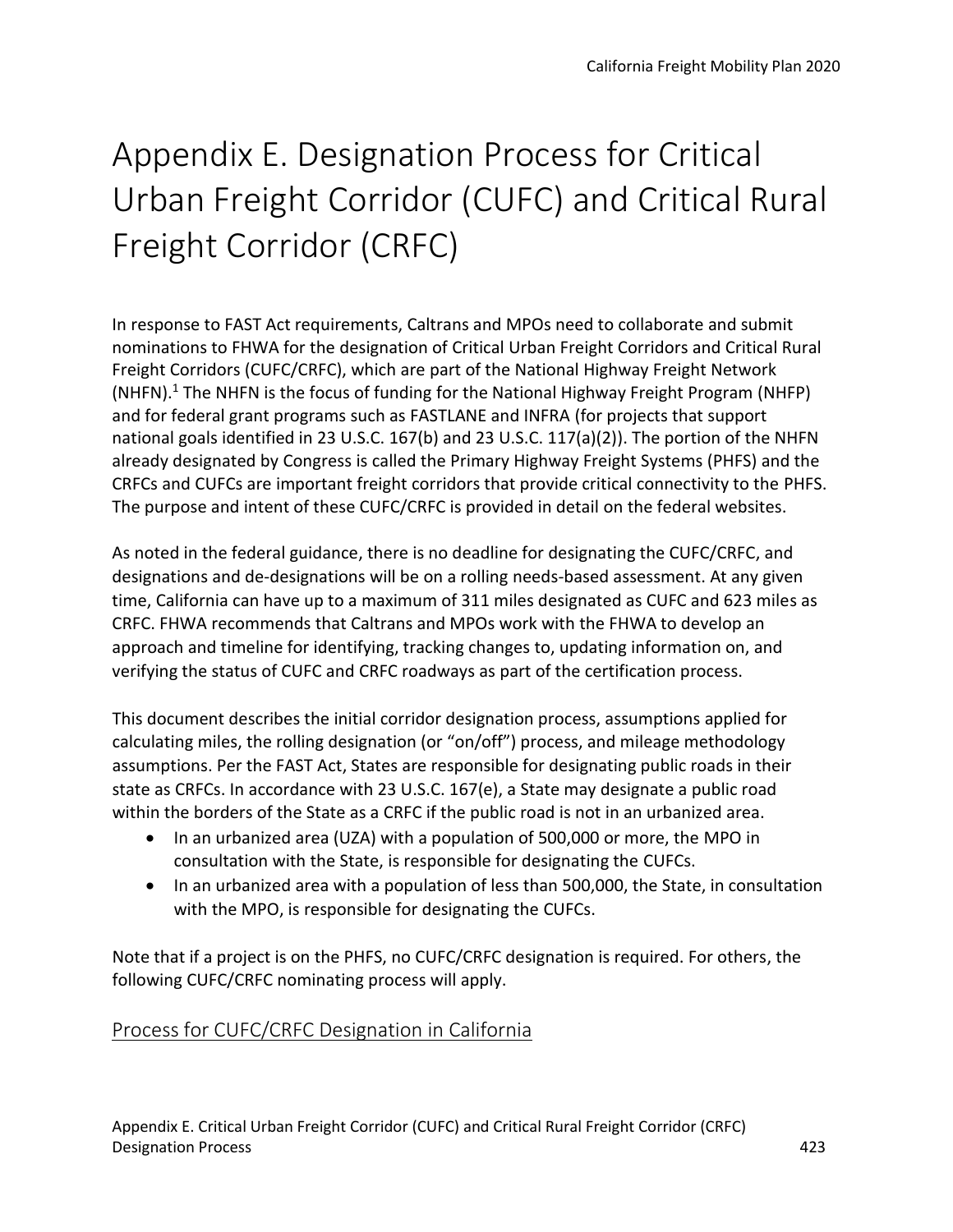# Appendix E. Designation Process for Critical Urban Freight Corridor (CUFC) and Critical Rural Freight Corridor (CRFC)

In response to FAST Act requirements, Caltrans and MPOs need to collaborate and submit nominations to FHWA for the designation of Critical Urban Freight Corridors and Critical Rural Freight Corridors (CUFC/CRFC), which are part of the National Highway Freight Network (NHFN).[1] The NHFN is the focus of funding for the National Highway Freight Program (NHFP) and for federal grant programs such as FASTLANE and INFRA (for projects that support national goals identified in 23 U.S.C. 167(b) and 23 U.S.C. 117(a)(2)). The portion of the NHFN already designated by Congress is called the Primary Highway Freight Systems (PHFS) and the CRFCs and CUFCs are important freight corridors that provide critical connectivity to the PHFS. The purpose and intent of these CUFC/CRFC is provided in detail on the federal websites.

As noted in the federal guidance, there is no deadline for designating the CUFC/CRFC, and designations and de-designations will be on a rolling needs-based assessment. At any given time, California can have up to a maximum of 311 miles designated as CUFC and 623 miles as CRFC. FHWA recommends that Caltrans and MPOs work with the FHWA to develop an approach and timeline for identifying, tracking changes to, updating information on, and verifying the status of CUFC and CRFC roadways as part of the certification process.

This document describes the initial corridor designation process, assumptions applied for calculating miles, the rolling designation (or "on/off") process, and mileage methodology assumptions. Per the FAST Act, States are responsible for designating public roads in their state as CRFCs. In accordance with 23 U.S.C. 167(e), a State may designate a public road within the borders of the State as a CRFC if the public road is not in an urbanized area.

- In an urbanized area (UZA) with a population of 500,000 or more, the MPO in consultation with the State, is responsible for designating the CUFCs.
- In an urbanized area with a population of less than 500,000, the State, in consultation with the MPO, is responsible for designating the CUFCs.

Note that if a project is on the PHFS, no CUFC/CRFC designation is required. For others, the following CUFC/CRFC nominating process will apply.

## Process for CUFC/CRFC Designation in California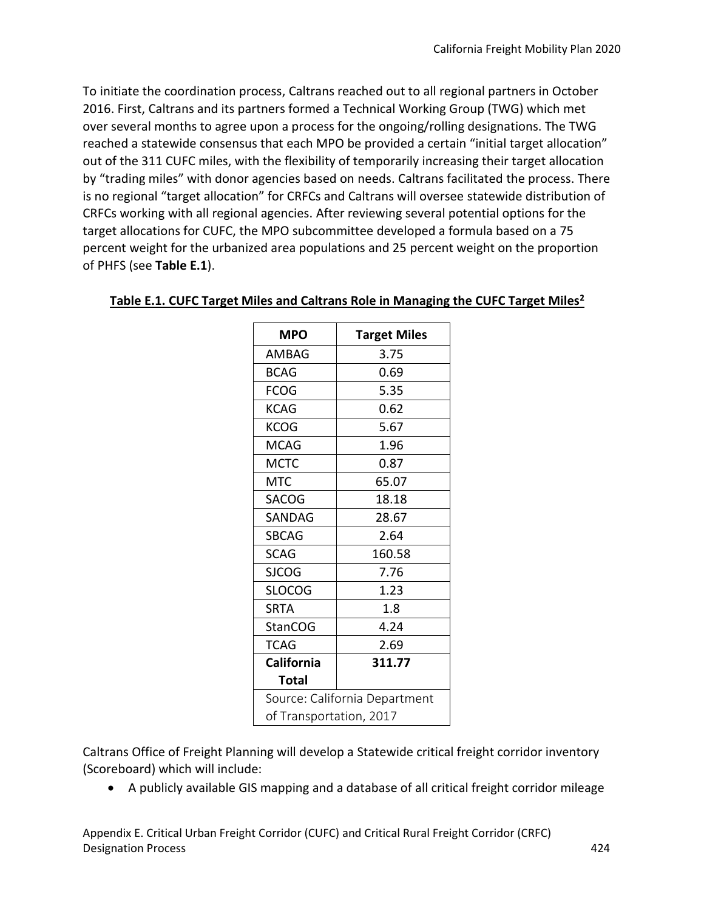To initiate the coordination process, Caltrans reached out to all regional partners in October 2016. First, Caltrans and its partners formed a Technical Working Group (TWG) which met over several months to agree upon a process for the ongoing/rolling designations. The TWG reached a statewide consensus that each MPO be provided a certain "initial target allocation" out of the 311 CUFC miles, with the flexibility of temporarily increasing their target allocation by "trading miles" with donor agencies based on needs. Caltrans facilitated the process. There is no regional "target allocation" for CRFCs and Caltrans will oversee statewide distribution of CRFCs working with all regional agencies. After reviewing several potential options for the target allocations for CUFC, the MPO subcommittee developed a formula based on a 75 percent weight for the urbanized area populations and 25 percent weight on the proportion of PHFS (see **Table E.1**).

**Table E.1. CUFC Target Miles and Caltrans Role in Managing the CUFC Target Miles[2]**

| MPO | Target Miles |
|---|---|
| AMBAG | 3.75 |
| BCAG | 0.69 |
| FCOG | 5.35 |
| KCAG | 0.62 |
| KCOG | 5.67 |
| MCAG | 1.96 |
| MCTC | 0.87 |
| MTC | 65.07 |
| SACOG | 18.18 |
| SANDAG | 28.67 |
| SBCAG | 2.64 |
| SCAG | 160.58 |
| SJCOG | 7.76 |
| SLOCOG | 1.23 |
| SRTA | 1.8 |
| StanCOG | 4.24 |
| TCAG | 2.69 |
| **California Total** | **311.77** |

Source: California Department of Transportation, 2017

Caltrans Office of Freight Planning will develop a Statewide critical freight corridor inventory (Scoreboard) which will include:

- A publicly available GIS mapping and a database of all critical freight corridor mileage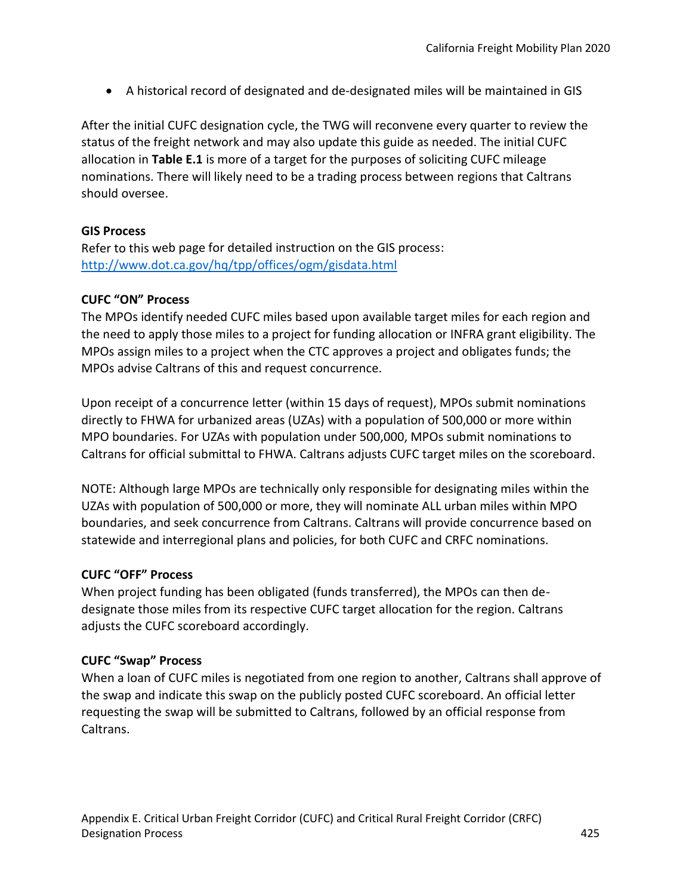- A historical record of designated and de-designated miles will be maintained in GIS

After the initial CUFC designation cycle, the TWG will reconvene every quarter to review the status of the freight network and may also update this guide as needed. The initial CUFC allocation in **Table E.1** is more of a target for the purposes of soliciting CUFC mileage nominations. There will likely need to be a trading process between regions that Caltrans should oversee.

**GIS Process**
Refer to this web page for detailed instruction on the GIS process: http://www.dot.ca.gov/hq/tpp/offices/ogm/gisdata.html

**CUFC "ON" Process**
The MPOs identify needed CUFC miles based upon available target miles for each region and the need to apply those miles to a project for funding allocation or INFRA grant eligibility. The MPOs assign miles to a project when the CTC approves a project and obligates funds; the MPOs advise Caltrans of this and request concurrence.

Upon receipt of a concurrence letter (within 15 days of request), MPOs submit nominations directly to FHWA for urbanized areas (UZAs) with a population of 500,000 or more within MPO boundaries. For UZAs with population under 500,000, MPOs submit nominations to Caltrans for official submittal to FHWA. Caltrans adjusts CUFC target miles on the scoreboard.

NOTE: Although large MPOs are technically only responsible for designating miles within the UZAs with population of 500,000 or more, they will nominate ALL urban miles within MPO boundaries, and seek concurrence from Caltrans. Caltrans will provide concurrence based on statewide and interregional plans and policies, for both CUFC and CRFC nominations.

**CUFC "OFF" Process**
When project funding has been obligated (funds transferred), the MPOs can then de-designate those miles from its respective CUFC target allocation for the region. Caltrans adjusts the CUFC scoreboard accordingly.

**CUFC "Swap" Process**
When a loan of CUFC miles is negotiated from one region to another, Caltrans shall approve of the swap and indicate this swap on the publicly posted CUFC scoreboard. An official letter requesting the swap will be submitted to Caltrans, followed by an official response from Caltrans.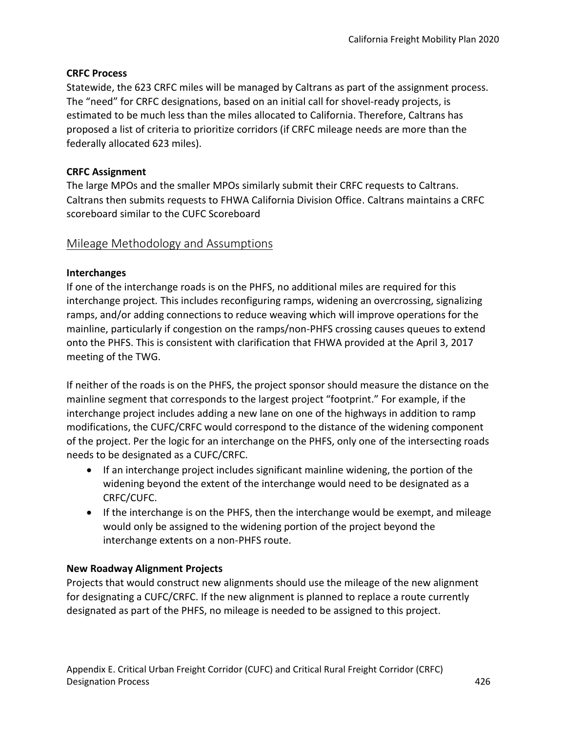**CRFC Process**

Statewide, the 623 CRFC miles will be managed by Caltrans as part of the assignment process. The "need" for CRFC designations, based on an initial call for shovel-ready projects, is estimated to be much less than the miles allocated to California. Therefore, Caltrans has proposed a list of criteria to prioritize corridors (if CRFC mileage needs are more than the federally allocated 623 miles).

**CRFC Assignment**

The large MPOs and the smaller MPOs similarly submit their CRFC requests to Caltrans. Caltrans then submits requests to FHWA California Division Office. Caltrans maintains a CRFC scoreboard similar to the CUFC Scoreboard

## Mileage Methodology and Assumptions

**Interchanges**

If one of the interchange roads is on the PHFS, no additional miles are required for this interchange project. This includes reconfiguring ramps, widening an overcrossing, signalizing ramps, and/or adding connections to reduce weaving which will improve operations for the mainline, particularly if congestion on the ramps/non-PHFS crossing causes queues to extend onto the PHFS. This is consistent with clarification that FHWA provided at the April 3, 2017 meeting of the TWG.

If neither of the roads is on the PHFS, the project sponsor should measure the distance on the mainline segment that corresponds to the largest project "footprint." For example, if the interchange project includes adding a new lane on one of the highways in addition to ramp modifications, the CUFC/CRFC would correspond to the distance of the widening component of the project. Per the logic for an interchange on the PHFS, only one of the intersecting roads needs to be designated as a CUFC/CRFC.

- If an interchange project includes significant mainline widening, the portion of the widening beyond the extent of the interchange would need to be designated as a CRFC/CUFC.
- If the interchange is on the PHFS, then the interchange would be exempt, and mileage would only be assigned to the widening portion of the project beyond the interchange extents on a non-PHFS route.

**New Roadway Alignment Projects**

Projects that would construct new alignments should use the mileage of the new alignment for designating a CUFC/CRFC. If the new alignment is planned to replace a route currently designated as part of the PHFS, no mileage is needed to be assigned to this project.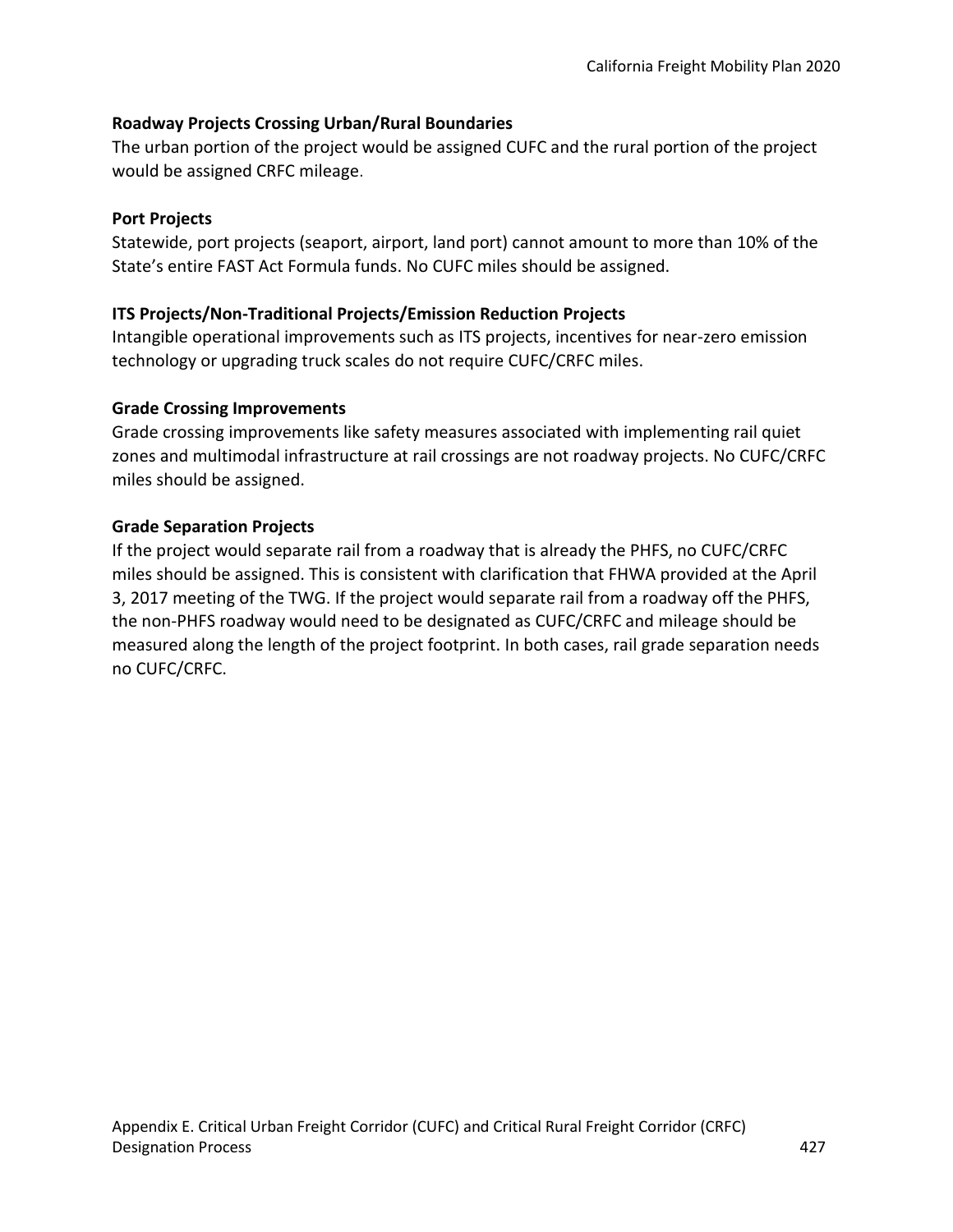**Roadway Projects Crossing Urban/Rural Boundaries**

The urban portion of the project would be assigned CUFC and the rural portion of the project would be assigned CRFC mileage.

**Port Projects**

Statewide, port projects (seaport, airport, land port) cannot amount to more than 10% of the State's entire FAST Act Formula funds. No CUFC miles should be assigned.

**ITS Projects/Non-Traditional Projects/Emission Reduction Projects**

Intangible operational improvements such as ITS projects, incentives for near-zero emission technology or upgrading truck scales do not require CUFC/CRFC miles.

**Grade Crossing Improvements**

Grade crossing improvements like safety measures associated with implementing rail quiet zones and multimodal infrastructure at rail crossings are not roadway projects. No CUFC/CRFC miles should be assigned.

**Grade Separation Projects**

If the project would separate rail from a roadway that is already the PHFS, no CUFC/CRFC miles should be assigned. This is consistent with clarification that FHWA provided at the April 3, 2017 meeting of the TWG. If the project would separate rail from a roadway off the PHFS, the non-PHFS roadway would need to be designated as CUFC/CRFC and mileage should be measured along the length of the project footprint. In both cases, rail grade separation needs no CUFC/CRFC.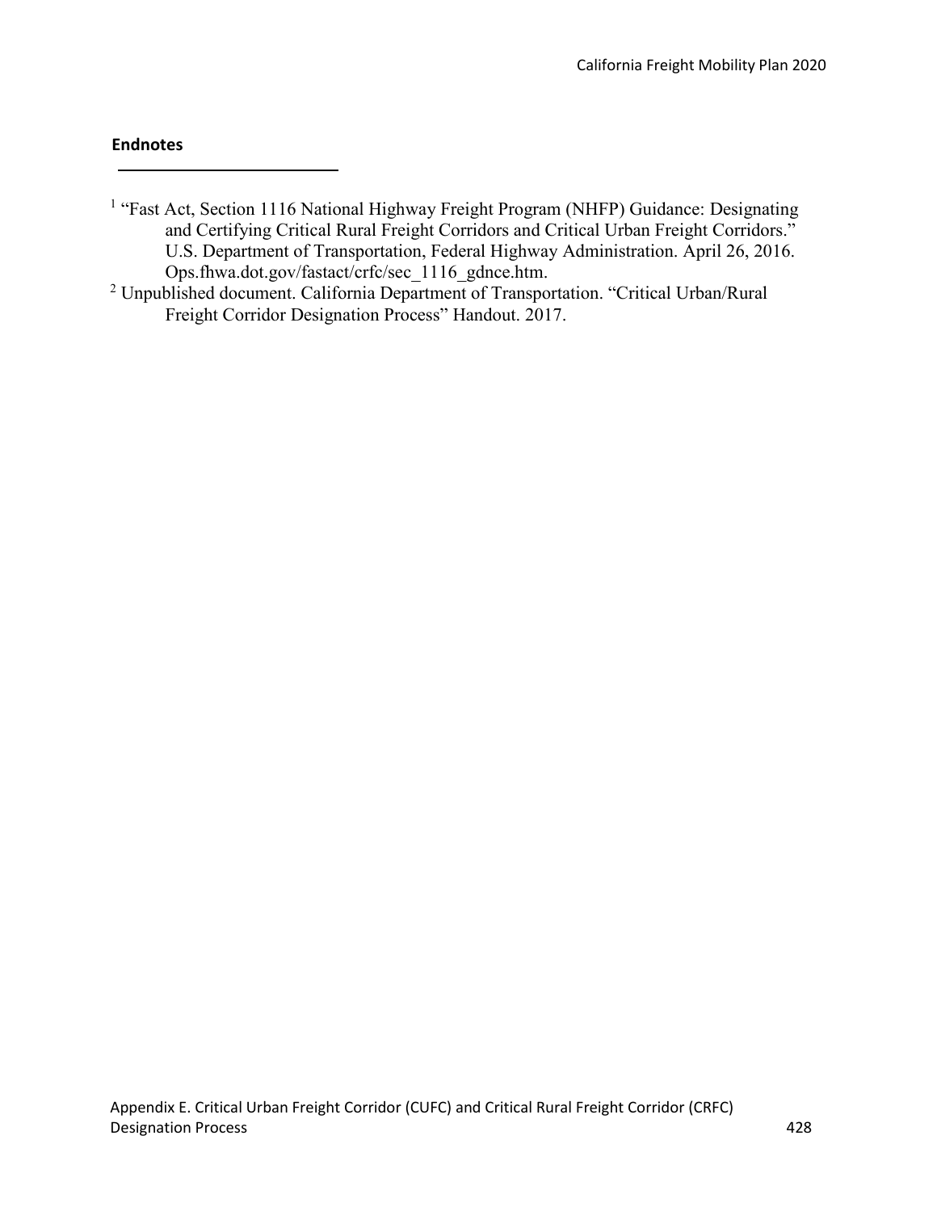### Endnotes

[1] "Fast Act, Section 1116 National Highway Freight Program (NHFP) Guidance: Designating and Certifying Critical Rural Freight Corridors and Critical Urban Freight Corridors." U.S. Department of Transportation, Federal Highway Administration. April 26, 2016. Ops.fhwa.dot.gov/fastact/crfc/sec_1116_gdnce.htm.

[2] Unpublished document. California Department of Transportation. "Critical Urban/Rural Freight Corridor Designation Process" Handout. 2017.